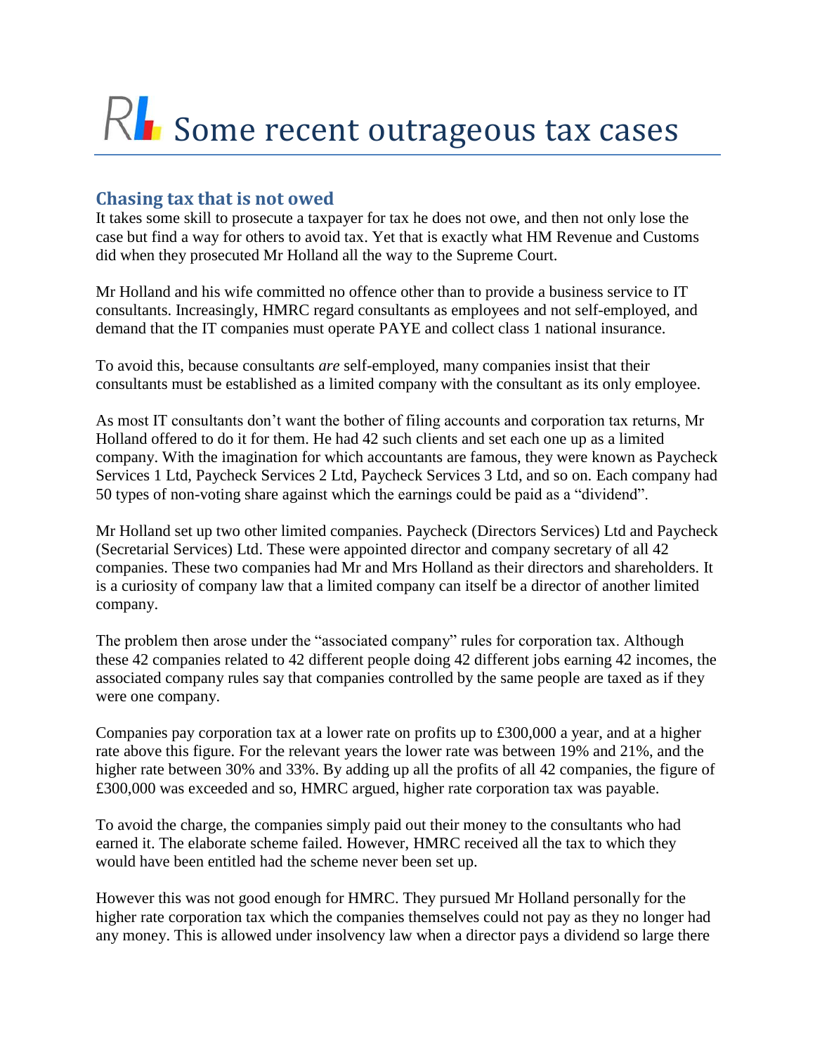# Some recent outrageous tax cases

## Chasing tax that is not owed

It takes some skill to prosecute a taxpayer for tax he does not owe, and then not only lose the case but find a way for others to avoid tax. Yet that is exactly what HM Revenue and Customs did when they prosecuted Mr Holland all the way to the Supreme Court.

Mr Holland and his wife committed no offence other than to provide a business service to IT consultants. Increasingly, HMRC regard consultants as employees and not self-employed, and demand that the IT companies must operate PAYE and collect class 1 national insurance.

To avoid this, because consultants *are* self-employed, many companies insist that their consultants must be established as a limited company with the consultant as its only employee.

As most IT consultants don't want the bother of filing accounts and corporation tax returns, Mr Holland offered to do it for them. He had 42 such clients and set each one up as a limited company. With the imagination for which accountants are famous, they were known as Paycheck Services 1 Ltd, Paycheck Services 2 Ltd, Paycheck Services 3 Ltd, and so on. Each company had 50 types of non-voting share against which the earnings could be paid as a "dividend".

Mr Holland set up two other limited companies. Paycheck (Directors Services) Ltd and Paycheck (Secretarial Services) Ltd. These were appointed director and company secretary of all 42 companies. These two companies had Mr and Mrs Holland as their directors and shareholders. It is a curiosity of company law that a limited company can itself be a director of another limited company.

The problem then arose under the "associated company" rules for corporation tax. Although these 42 companies related to 42 different people doing 42 different jobs earning 42 incomes, the associated company rules say that companies controlled by the same people are taxed as if they were one company.

Companies pay corporation tax at a lower rate on profits up to £300,000 a year, and at a higher rate above this figure. For the relevant years the lower rate was between 19% and 21%, and the higher rate between 30% and 33%. By adding up all the profits of all 42 companies, the figure of £300,000 was exceeded and so, HMRC argued, higher rate corporation tax was payable.

To avoid the charge, the companies simply paid out their money to the consultants who had earned it. The elaborate scheme failed. However, HMRC received all the tax to which they would have been entitled had the scheme never been set up.

However this was not good enough for HMRC. They pursued Mr Holland personally for the higher rate corporation tax which the companies themselves could not pay as they no longer had any money. This is allowed under insolvency law when a director pays a dividend so large there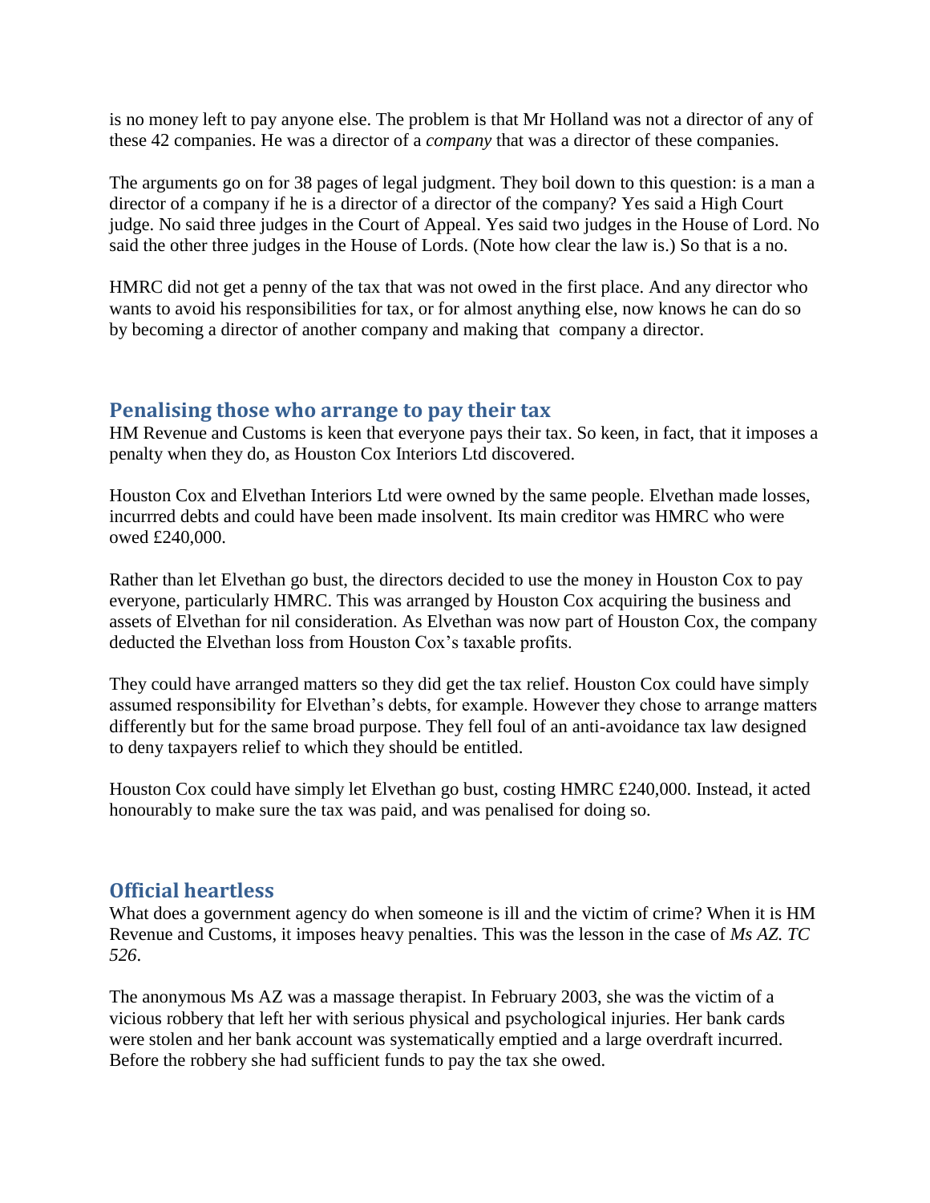is no money left to pay anyone else. The problem is that Mr Holland was not a director of any of these 42 companies. He was a director of a *company* that was a director of these companies.

The arguments go on for 38 pages of legal judgment. They boil down to this question: is a man a director of a company if he is a director of a director of the company? Yes said a High Court judge. No said three judges in the Court of Appeal. Yes said two judges in the House of Lord. No said the other three judges in the House of Lords. (Note how clear the law is.) So that is a no.

HMRC did not get a penny of the tax that was not owed in the first place. And any director who wants to avoid his responsibilities for tax, or for almost anything else, now knows he can do so by becoming a director of another company and making that company a director.

## Penalising those who arrange to pay their tax

HM Revenue and Customs is keen that everyone pays their tax. So keen, in fact, that it imposes a penalty when they do, as Houston Cox Interiors Ltd discovered.

Houston Cox and Elvethan Interiors Ltd were owned by the same people. Elvethan made losses, incurrred debts and could have been made insolvent. Its main creditor was HMRC who were owed £240,000.

Rather than let Elvethan go bust, the directors decided to use the money in Houston Cox to pay everyone, particularly HMRC. This was arranged by Houston Cox acquiring the business and assets of Elvethan for nil consideration. As Elvethan was now part of Houston Cox, the company deducted the Elvethan loss from Houston Cox's taxable profits.

They could have arranged matters so they did get the tax relief. Houston Cox could have simply assumed responsibility for Elvethan's debts, for example. However they chose to arrange matters differently but for the same broad purpose. They fell foul of an anti-avoidance tax law designed to deny taxpayers relief to which they should be entitled.

Houston Cox could have simply let Elvethan go bust, costing HMRC £240,000. Instead, it acted honourably to make sure the tax was paid, and was penalised for doing so.

## Official heartless

What does a government agency do when someone is ill and the victim of crime? When it is HM Revenue and Customs, it imposes heavy penalties. This was the lesson in the case of *Ms AZ. TC 526*.

The anonymous Ms AZ was a massage therapist. In February 2003, she was the victim of a vicious robbery that left her with serious physical and psychological injuries. Her bank cards were stolen and her bank account was systematically emptied and a large overdraft incurred. Before the robbery she had sufficient funds to pay the tax she owed.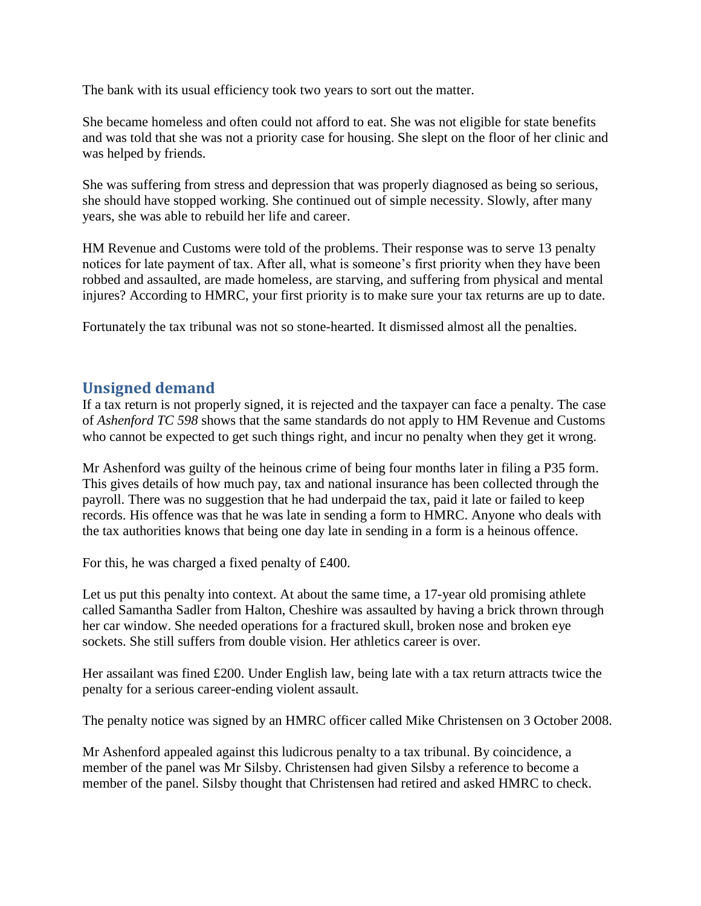The bank with its usual efficiency took two years to sort out the matter.

She became homeless and often could not afford to eat. She was not eligible for state benefits and was told that she was not a priority case for housing. She slept on the floor of her clinic and was helped by friends.

She was suffering from stress and depression that was properly diagnosed as being so serious, she should have stopped working. She continued out of simple necessity. Slowly, after many years, she was able to rebuild her life and career.

HM Revenue and Customs were told of the problems. Their response was to serve 13 penalty notices for late payment of tax. After all, what is someone's first priority when they have been robbed and assaulted, are made homeless, are starving, and suffering from physical and mental injures? According to HMRC, your first priority is to make sure your tax returns are up to date.

Fortunately the tax tribunal was not so stone-hearted. It dismissed almost all the penalties.

## Unsigned demand

If a tax return is not properly signed, it is rejected and the taxpayer can face a penalty. The case of *Ashenford TC 598* shows that the same standards do not apply to HM Revenue and Customs who cannot be expected to get such things right, and incur no penalty when they get it wrong.

Mr Ashenford was guilty of the heinous crime of being four months later in filing a P35 form. This gives details of how much pay, tax and national insurance has been collected through the payroll. There was no suggestion that he had underpaid the tax, paid it late or failed to keep records. His offence was that he was late in sending a form to HMRC. Anyone who deals with the tax authorities knows that being one day late in sending in a form is a heinous offence.

For this, he was charged a fixed penalty of £400.

Let us put this penalty into context. At about the same time, a 17-year old promising athlete called Samantha Sadler from Halton, Cheshire was assaulted by having a brick thrown through her car window. She needed operations for a fractured skull, broken nose and broken eye sockets. She still suffers from double vision. Her athletics career is over.

Her assailant was fined £200. Under English law, being late with a tax return attracts twice the penalty for a serious career-ending violent assault.

The penalty notice was signed by an HMRC officer called Mike Christensen on 3 October 2008.

Mr Ashenford appealed against this ludicrous penalty to a tax tribunal. By coincidence, a member of the panel was Mr Silsby. Christensen had given Silsby a reference to become a member of the panel. Silsby thought that Christensen had retired and asked HMRC to check.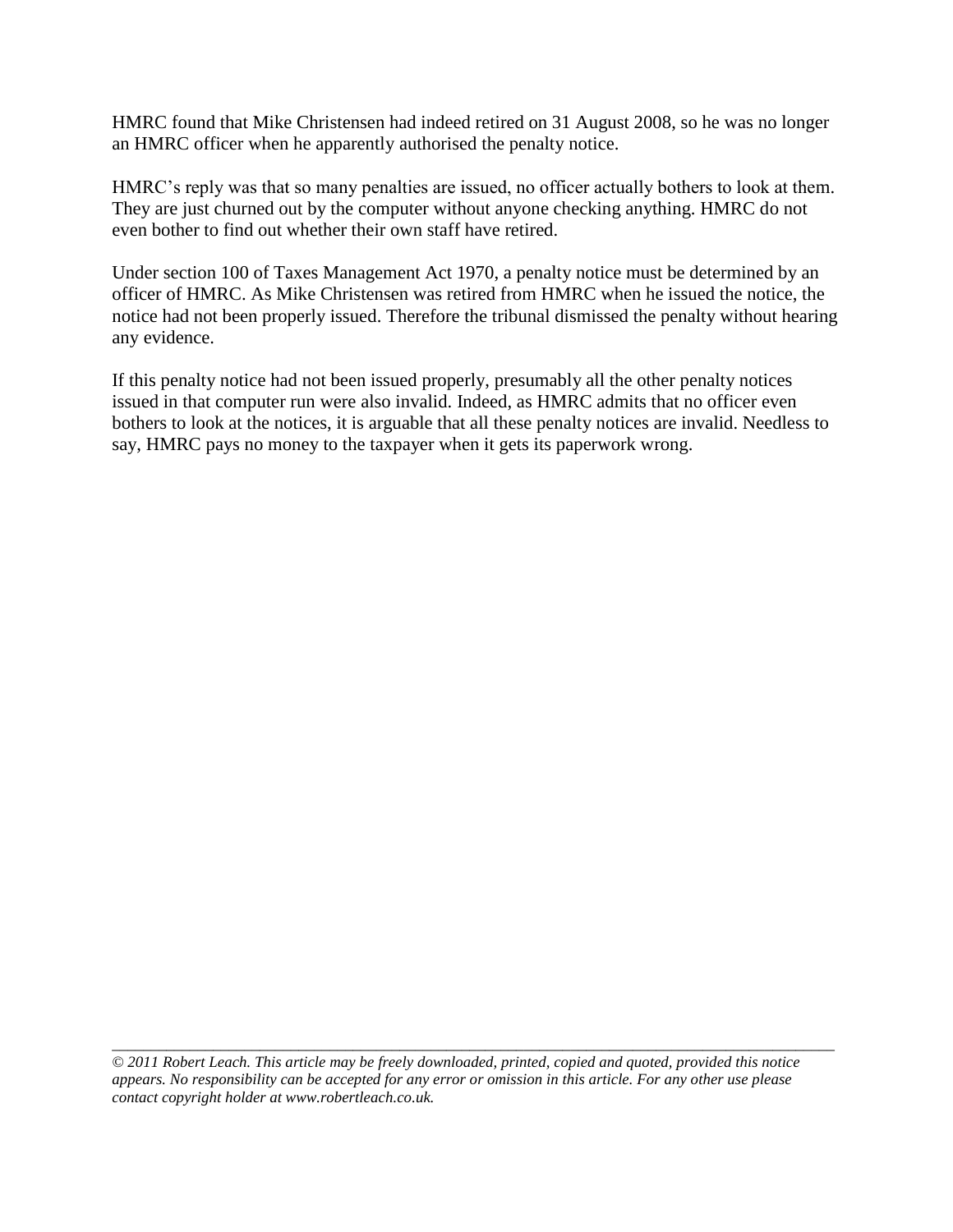HMRC found that Mike Christensen had indeed retired on 31 August 2008, so he was no longer an HMRC officer when he apparently authorised the penalty notice.

HMRC's reply was that so many penalties are issued, no officer actually bothers to look at them. They are just churned out by the computer without anyone checking anything. HMRC do not even bother to find out whether their own staff have retired.

Under section 100 of Taxes Management Act 1970, a penalty notice must be determined by an officer of HMRC. As Mike Christensen was retired from HMRC when he issued the notice, the notice had not been properly issued. Therefore the tribunal dismissed the penalty without hearing any evidence.

If this penalty notice had not been issued properly, presumably all the other penalty notices issued in that computer run were also invalid. Indeed, as HMRC admits that no officer even bothers to look at the notices, it is arguable that all these penalty notices are invalid. Needless to say, HMRC pays no money to the taxpayer when it gets its paperwork wrong.